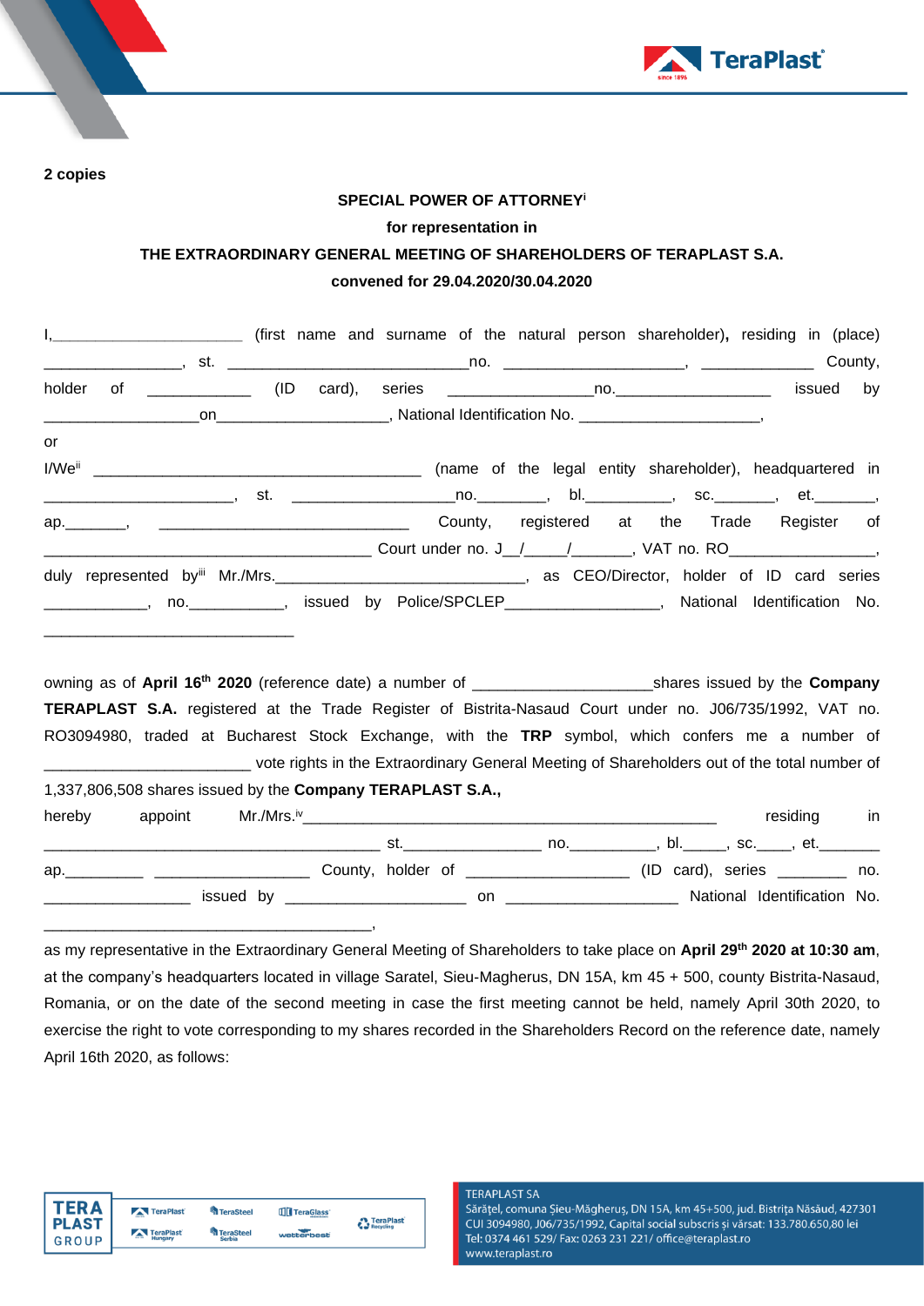**2 copies**

**SPECIAL POWER OF ATTORNEY**[i]

**for representation in**

**THE EXTRAORDINARY GENERAL MEETING OF SHAREHOLDERS OF TERAPLAST S.A.**

**convened for 29.04.2020/30.04.2020**

I,______________________ (first name and surname of the natural person shareholder), residing in (place) ________________, st. ____________________________no. _____________________, _____________ County, holder of ____________ (ID card), series _________________no.__________________ issued by __________________on____________________, National Identification No. ______________________,

or

I/We[ii] _______________________________________ (name of the legal entity shareholder), headquartered in _______________________, st. ___________________no.________, bl.__________, sc._______, et._______, ap._______, ______________________________ County, registered at the Trade Register of _______________________________________ Court under no. J__/_____/_______, VAT no. RO_________________, duly represented by[iii] Mr./Mrs._____________________________, as CEO/Director, holder of ID card series ____________, no.___________, issued by Police/SPCLEP__________________, National Identification No. ______________________________

owning as of **April 16th 2020** (reference date) a number of _____________________shares issued by the **Company TERAPLAST S.A.** registered at the Trade Register of Bistrita-Nasaud Court under no. J06/735/1992, VAT no. RO3094980, traded at Bucharest Stock Exchange, with the **TRP** symbol, which confers me a number of ________________________ vote rights in the Extraordinary General Meeting of Shareholders out of the total number of 1,337,806,508 shares issued by the **Company TERAPLAST S.A.,**

hereby appoint Mr./Mrs.[iv]__________________________________________________ residing in ________________________________________ st.________________ no.__________, bl._____, sc.____, et._______ ap._________ __________________ County, holder of ___________________ (ID card), series ________ no. _________________ issued by _____________________ on ____________________ National Identification No. _______________________________________,

as my representative in the Extraordinary General Meeting of Shareholders to take place on **April 29th 2020 at 10:30 am**, at the company's headquarters located in village Saratel, Sieu-Magherus, DN 15A, km 45 + 500, county Bistrita-Nasaud, Romania, or on the date of the second meeting in case the first meeting cannot be held, namely April 30th 2020, to exercise the right to vote corresponding to my shares recorded in the Shareholders Record on the reference date, namely April 16th 2020, as follows: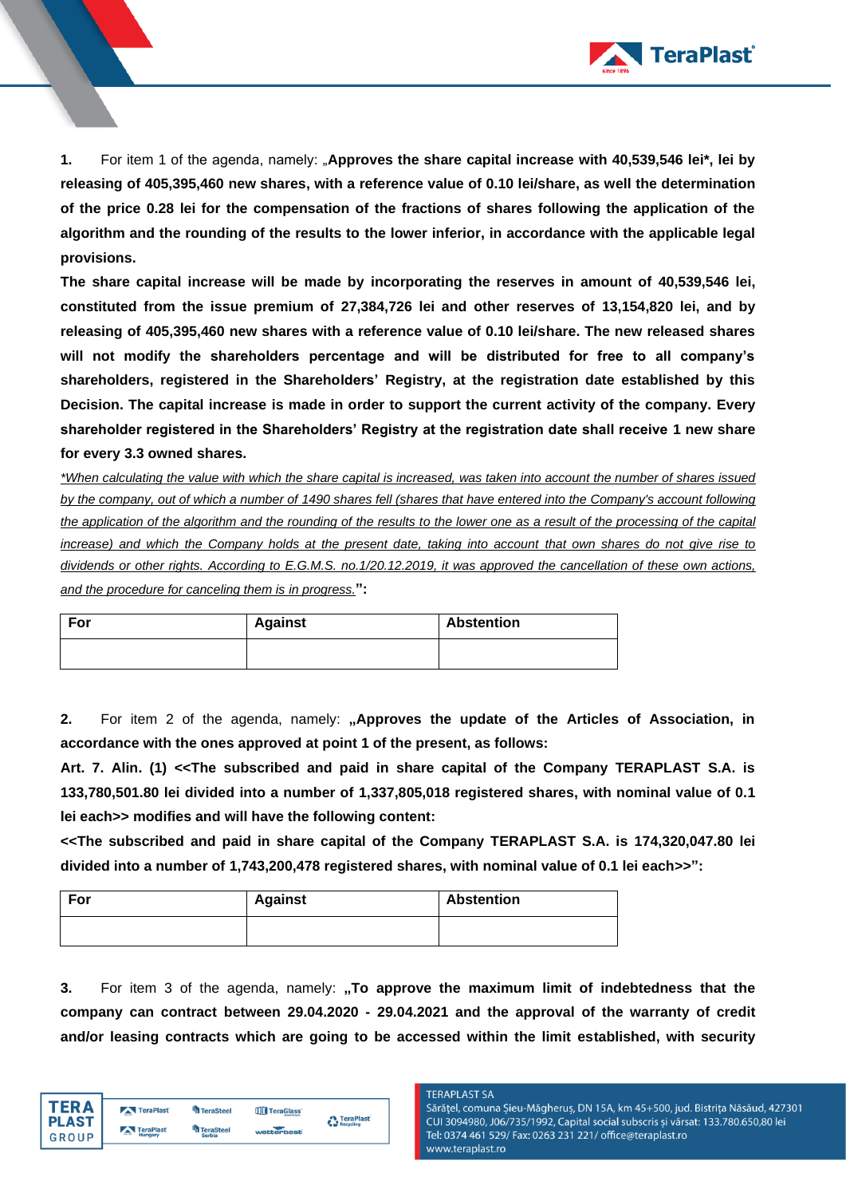**1.** For item 1 of the agenda, namely: „**Approves the share capital increase with 40,539,546 lei*, lei by releasing of 405,395,460 new shares, with a reference value of 0.10 lei/share, as well the determination of the price 0.28 lei for the compensation of the fractions of shares following the application of the algorithm and the rounding of the results to the lower inferior, in accordance with the applicable legal provisions.**

**The share capital increase will be made by incorporating the reserves in amount of 40,539,546 lei, constituted from the issue premium of 27,384,726 lei and other reserves of 13,154,820 lei, and by releasing of 405,395,460 new shares with a reference value of 0.10 lei/share. The new released shares will not modify the shareholders percentage and will be distributed for free to all company's shareholders, registered in the Shareholders' Registry, at the registration date established by this Decision. The capital increase is made in order to support the current activity of the company. Every shareholder registered in the Shareholders' Registry at the registration date shall receive 1 new share for every 3.3 owned shares.**

*\*When calculating the value with which the share capital is increased, was taken into account the number of shares issued by the company, out of which a number of 1490 shares fell (shares that have entered into the Company's account following the application of the algorithm and the rounding of the results to the lower one as a result of the processing of the capital increase) and which the Company holds at the present date, taking into account that own shares do not give rise to dividends or other rights. According to E.G.M.S. no.1/20.12.2019, it was approved the cancellation of these own actions, and the procedure for canceling them is in progress.***":**

| For | Against | Abstention |
|---|---|---|
| | | |

**2.** For item 2 of the agenda, namely: **„Approves the update of the Articles of Association, in accordance with the ones approved at point 1 of the present, as follows:**

**Art. 7. Alin. (1) <<The subscribed and paid in share capital of the Company TERAPLAST S.A. is 133,780,501.80 lei divided into a number of 1,337,805,018 registered shares, with nominal value of 0.1 lei each>> modifies and will have the following content:**

**<<The subscribed and paid in share capital of the Company TERAPLAST S.A. is 174,320,047.80 lei divided into a number of 1,743,200,478 registered shares, with nominal value of 0.1 lei each>>":**

| For | Against | Abstention |
|---|---|---|
| | | |

**3.** For item 3 of the agenda, namely: **„To approve the maximum limit of indebtedness that the company can contract between 29.04.2020 - 29.04.2021 and the approval of the warranty of credit and/or leasing contracts which are going to be accessed within the limit established, with security**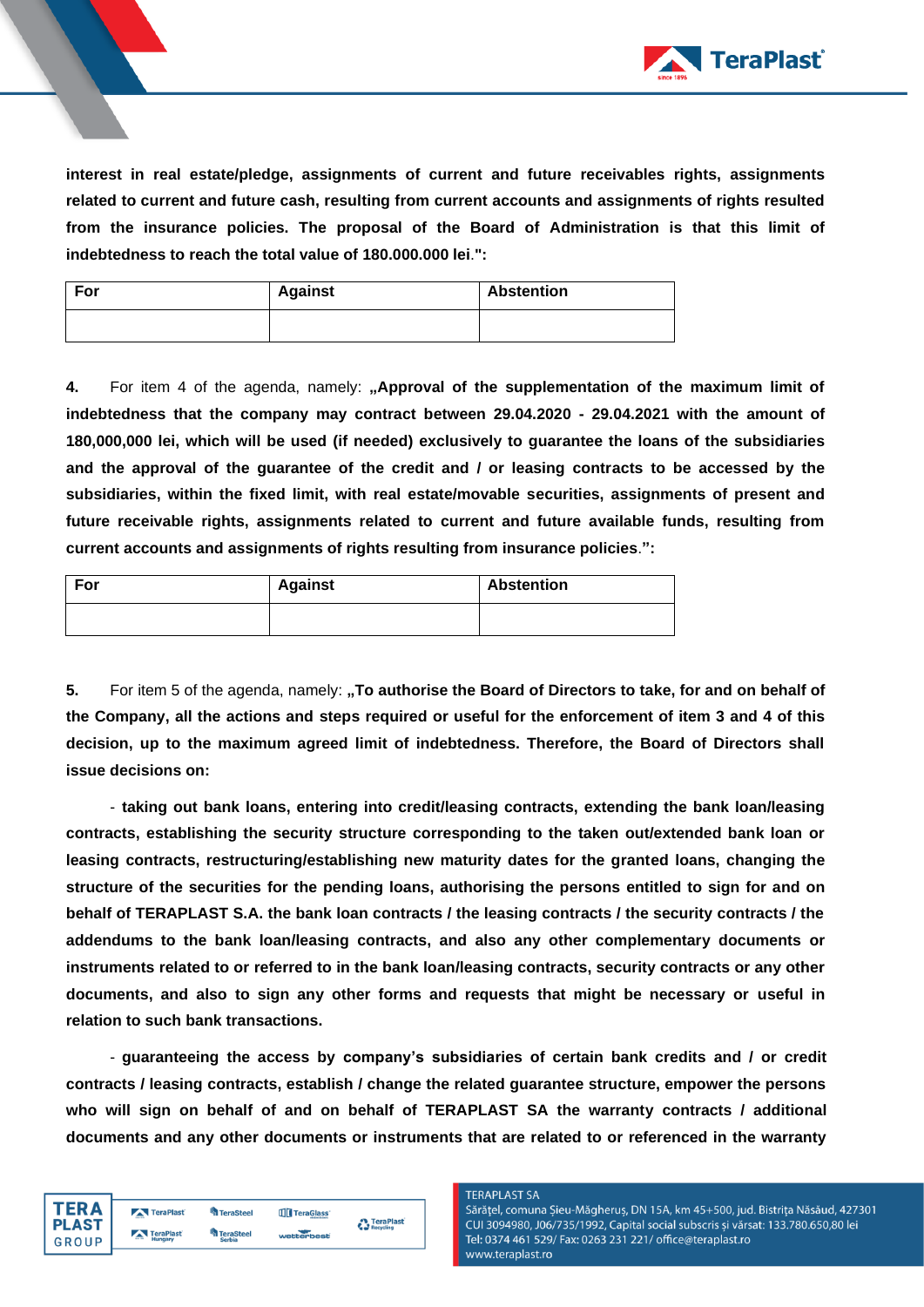**interest in real estate/pledge, assignments of current and future receivables rights, assignments related to current and future cash, resulting from current accounts and assignments of rights resulted from the insurance policies. The proposal of the Board of Administration is that this limit of indebtedness to reach the total value of 180.000.000 lei**.**":**

| For | Against | Abstention |
|---|---|---|
| | | |

**4.** For item 4 of the agenda, namely: **„Approval of the supplementation of the maximum limit of indebtedness that the company may contract between 29.04.2020 - 29.04.2021 with the amount of 180,000,000 lei, which will be used (if needed) exclusively to guarantee the loans of the subsidiaries and the approval of the guarantee of the credit and / or leasing contracts to be accessed by the subsidiaries, within the fixed limit, with real estate/movable securities, assignments of present and future receivable rights, assignments related to current and future available funds, resulting from current accounts and assignments of rights resulting from insurance policies**.**":**

| For | Against | Abstention |
|---|---|---|
| | | |

**5.** For item 5 of the agenda, namely: **„To authorise the Board of Directors to take, for and on behalf of the Company, all the actions and steps required or useful for the enforcement of item 3 and 4 of this decision, up to the maximum agreed limit of indebtedness. Therefore, the Board of Directors shall issue decisions on:**

- **taking out bank loans, entering into credit/leasing contracts, extending the bank loan/leasing contracts, establishing the security structure corresponding to the taken out/extended bank loan or leasing contracts, restructuring/establishing new maturity dates for the granted loans, changing the structure of the securities for the pending loans, authorising the persons entitled to sign for and on behalf of TERAPLAST S.A. the bank loan contracts / the leasing contracts / the security contracts / the addendums to the bank loan/leasing contracts, and also any other complementary documents or instruments related to or referred to in the bank loan/leasing contracts, security contracts or any other documents, and also to sign any other forms and requests that might be necessary or useful in relation to such bank transactions.**

- **guaranteeing the access by company's subsidiaries of certain bank credits and / or credit contracts / leasing contracts, establish / change the related guarantee structure, empower the persons who will sign on behalf of and on behalf of TERAPLAST SA the warranty contracts / additional documents and any other documents or instruments that are related to or referenced in the warranty**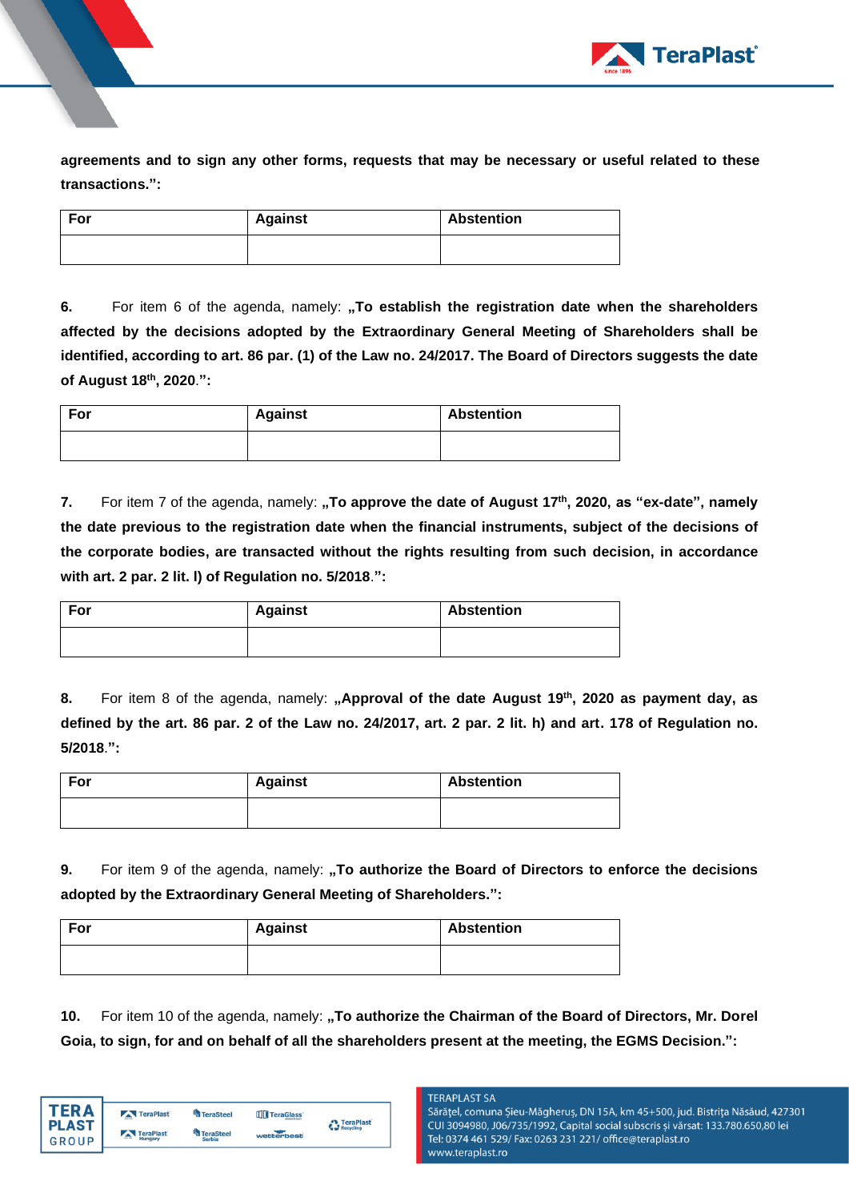**agreements and to sign any other forms, requests that may be necessary or useful related to these transactions.":**

| For | Against | Abstention |
|---|---|---|
| | | |

**6.** For item 6 of the agenda, namely: **„To establish the registration date when the shareholders affected by the decisions adopted by the Extraordinary General Meeting of Shareholders shall be identified, according to art. 86 par. (1) of the Law no. 24/2017. The Board of Directors suggests the date of August 18th, 2020.":**

| For | Against | Abstention |
|---|---|---|
| | | |

**7.** For item 7 of the agenda, namely: **„To approve the date of August 17th, 2020, as "ex-date", namely the date previous to the registration date when the financial instruments, subject of the decisions of the corporate bodies, are transacted without the rights resulting from such decision, in accordance with art. 2 par. 2 lit. l) of Regulation no. 5/2018.":**

| For | Against | Abstention |
|---|---|---|
| | | |

**8.** For item 8 of the agenda, namely: **„Approval of the date August 19th, 2020 as payment day, as defined by the art. 86 par. 2 of the Law no. 24/2017, art. 2 par. 2 lit. h) and art. 178 of Regulation no. 5/2018.":**

| For | Against | Abstention |
|---|---|---|
| | | |

**9.** For item 9 of the agenda, namely: **„To authorize the Board of Directors to enforce the decisions adopted by the Extraordinary General Meeting of Shareholders.":**

| For | Against | Abstention |
|---|---|---|
| | | |

**10.** For item 10 of the agenda, namely: **„To authorize the Chairman of the Board of Directors, Mr. Dorel Goia, to sign, for and on behalf of all the shareholders present at the meeting, the EGMS Decision.":**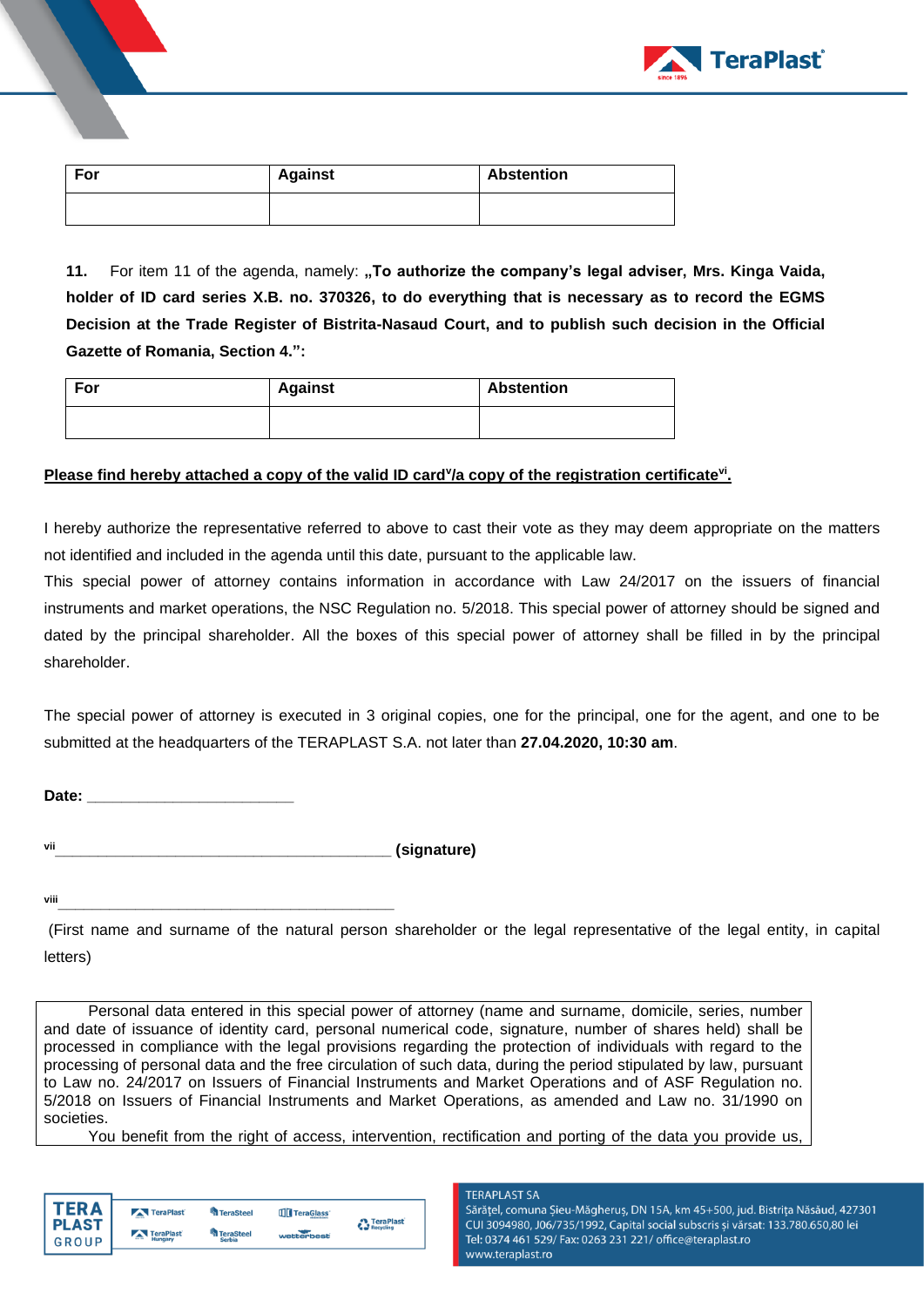| For | Against | Abstention |
|---|---|---|
| | | |

**11.** For item 11 of the agenda, namely: **„To authorize the company's legal adviser, Mrs. Kinga Vaida, holder of ID card series X.B. no. 370326, to do everything that is necessary as to record the EGMS Decision at the Trade Register of Bistrita-Nasaud Court, and to publish such decision in the Official Gazette of Romania, Section 4.":**

| For | Against | Abstention |
|---|---|---|
| | | |

**Please find hereby attached a copy of the valid ID card[v]/a copy of the registration certificate[vi].**

I hereby authorize the representative referred to above to cast their vote as they may deem appropriate on the matters not identified and included in the agenda until this date, pursuant to the applicable law.

This special power of attorney contains information in accordance with Law 24/2017 on the issuers of financial instruments and market operations, the NSC Regulation no. 5/2018. This special power of attorney should be signed and dated by the principal shareholder. All the boxes of this special power of attorney shall be filled in by the principal shareholder.

The special power of attorney is executed in 3 original copies, one for the principal, one for the agent, and one to be submitted at the headquarters of the TERAPLAST S.A. not later than **27.04.2020, 10:30 am**.

**Date:** ________________________

[vii]__________________________________________ **(signature)**

[viii]__________________________________________

(First name and surname of the natural person shareholder or the legal representative of the legal entity, in capital letters)

Personal data entered in this special power of attorney (name and surname, domicile, series, number and date of issuance of identity card, personal numerical code, signature, number of shares held) shall be processed in compliance with the legal provisions regarding the protection of individuals with regard to the processing of personal data and the free circulation of such data, during the period stipulated by law, pursuant to Law no. 24/2017 on Issuers of Financial Instruments and Market Operations and of ASF Regulation no. 5/2018 on Issuers of Financial Instruments and Market Operations, as amended and Law no. 31/1990 on societies.

You benefit from the right of access, intervention, rectification and porting of the data you provide us,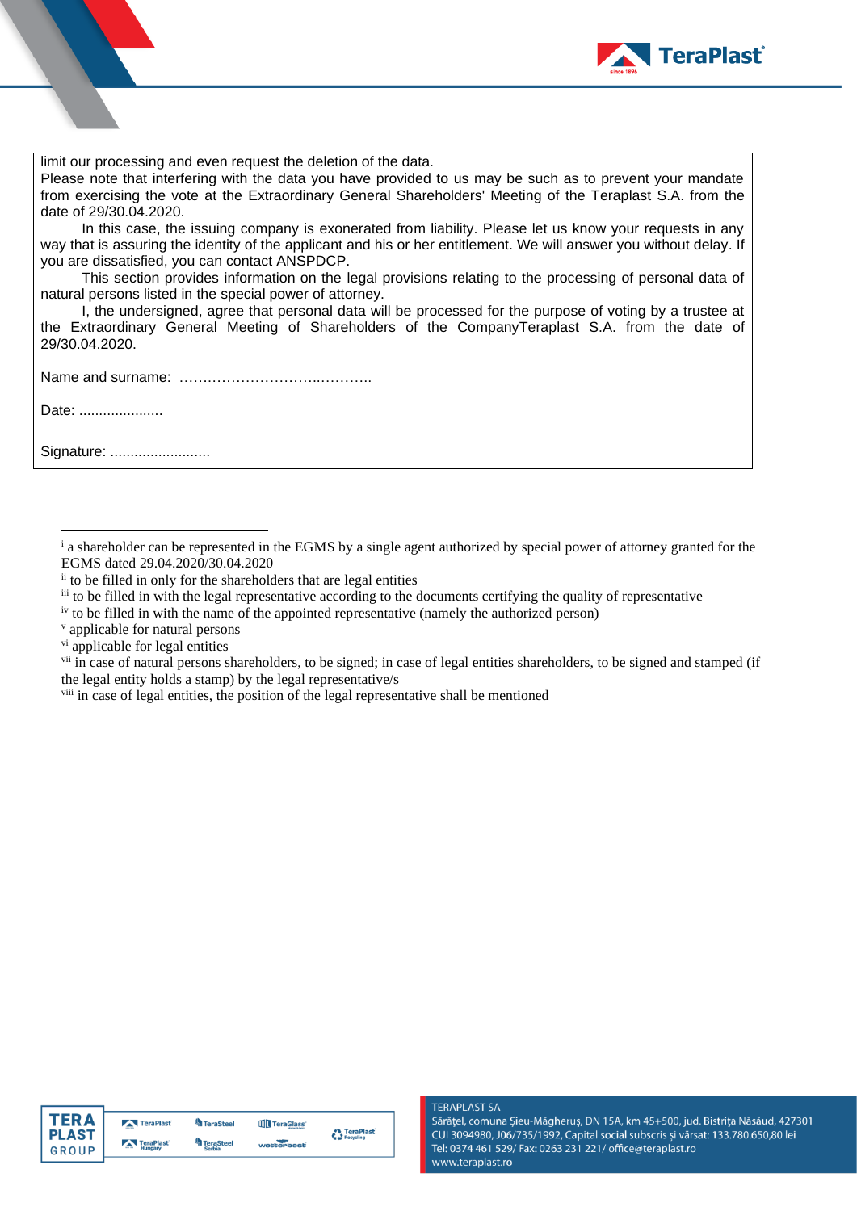limit our processing and even request the deletion of the data.
Please note that interfering with the data you have provided to us may be such as to prevent your mandate from exercising the vote at the Extraordinary General Shareholders' Meeting of the Teraplast S.A. from the date of 29/30.04.2020.

In this case, the issuing company is exonerated from liability. Please let us know your requests in any way that is assuring the identity of the applicant and his or her entitlement. We will answer you without delay. If you are dissatisfied, you can contact ANSPDCP.

This section provides information on the legal provisions relating to the processing of personal data of natural persons listed in the special power of attorney.

I, the undersigned, agree that personal data will be processed for the purpose of voting by a trustee at the Extraordinary General Meeting of Shareholders of the CompanyTeraplast S.A. from the date of 29/30.04.2020.

Name and surname: ……………………..………..

Date: .....................

Signature: .........................

---

[i] a shareholder can be represented in the EGMS by a single agent authorized by special power of attorney granted for the EGMS dated 29.04.2020/30.04.2020

[ii] to be filled in only for the shareholders that are legal entities

[iii] to be filled in with the legal representative according to the documents certifying the quality of representative

[iv] to be filled in with the name of the appointed representative (namely the authorized person)

[v] applicable for natural persons

[vi] applicable for legal entities

[vii] in case of natural persons shareholders, to be signed; in case of legal entities shareholders, to be signed and stamped (if the legal entity holds a stamp) by the legal representative/s

[viii] in case of legal entities, the position of the legal representative shall be mentioned